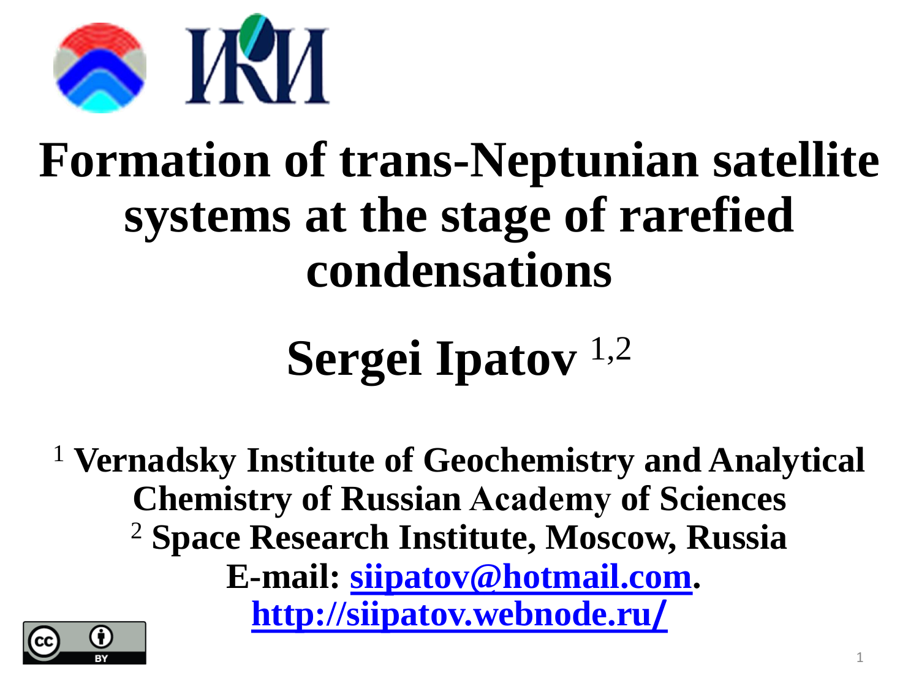# Formation of trans-Neptunian satellite systems at the stage of rarefied condensations

**Sergei Ipatov** [1,2]

[1] **Vernadsky Institute of Geochemistry and Analytical Chemistry of Russian Academy of Sciences**
[2] **Space Research Institute, Moscow, Russia**
**E-mail: [siipatov@hotmail.com](mailto:siipatov@hotmail.com).**
**[http://siipatov.webnode.ru/](http://siipatov.webnode.ru/)**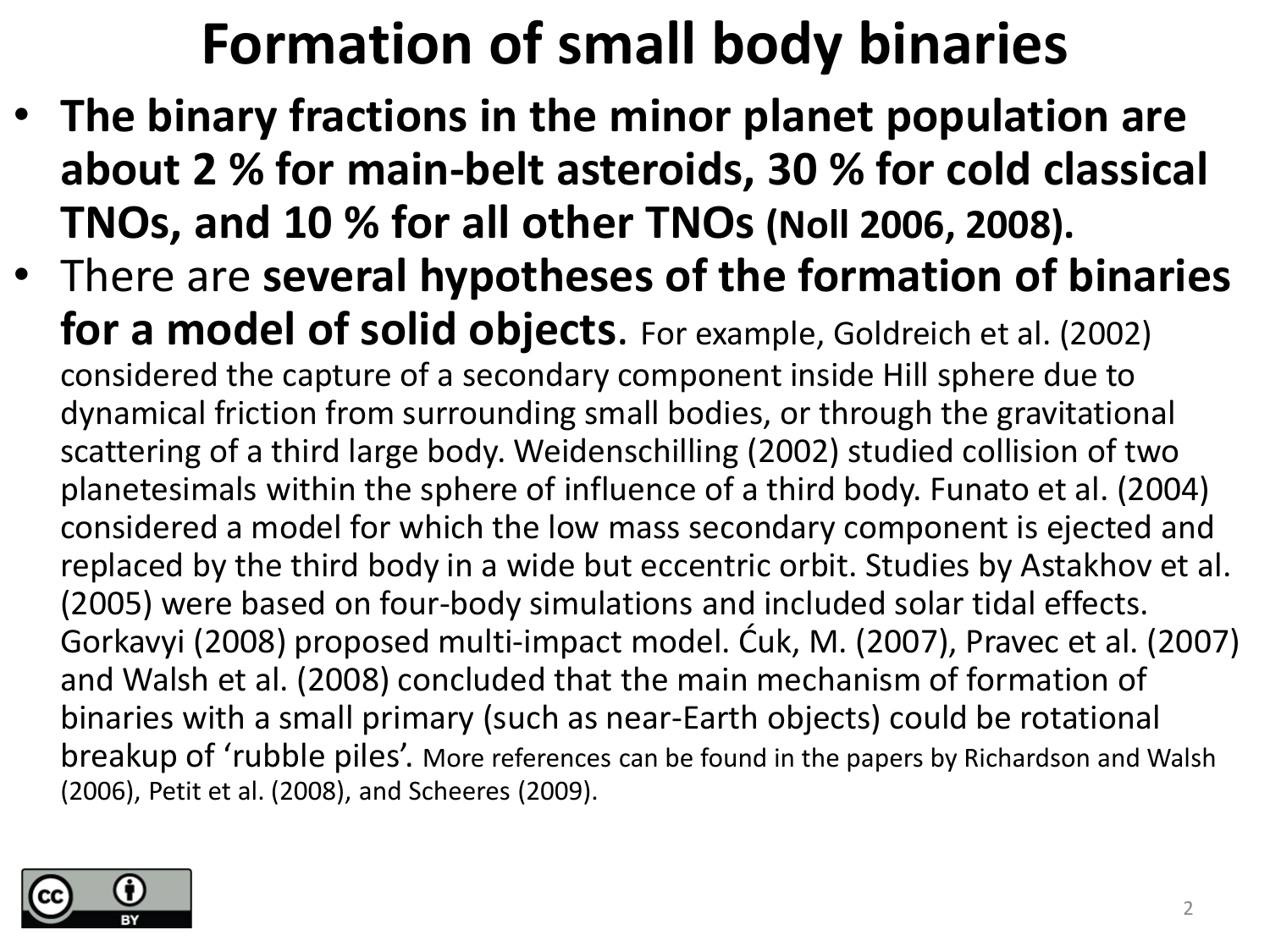# Formation of small body binaries

- **The binary fractions in the minor planet population are about 2 % for main-belt asteroids, 30 % for cold classical TNOs, and 10 % for all other TNOs (Noll 2006, 2008).**
- There are **several hypotheses of the formation of binaries for a model of solid objects**. For example, Goldreich et al. (2002) considered the capture of a secondary component inside Hill sphere due to dynamical friction from surrounding small bodies, or through the gravitational scattering of a third large body. Weidenschilling (2002) studied collision of two planetesimals within the sphere of influence of a third body. Funato et al. (2004) considered a model for which the low mass secondary component is ejected and replaced by the third body in a wide but eccentric orbit. Studies by Astakhov et al. (2005) were based on four-body simulations and included solar tidal effects. Gorkavyi (2008) proposed multi-impact model. Ćuk, M. (2007), Pravec et al. (2007) and Walsh et al. (2008) concluded that the main mechanism of formation of binaries with a small primary (such as near-Earth objects) could be rotational breakup of 'rubble piles'. More references can be found in the papers by Richardson and Walsh (2006), Petit et al. (2008), and Scheeres (2009).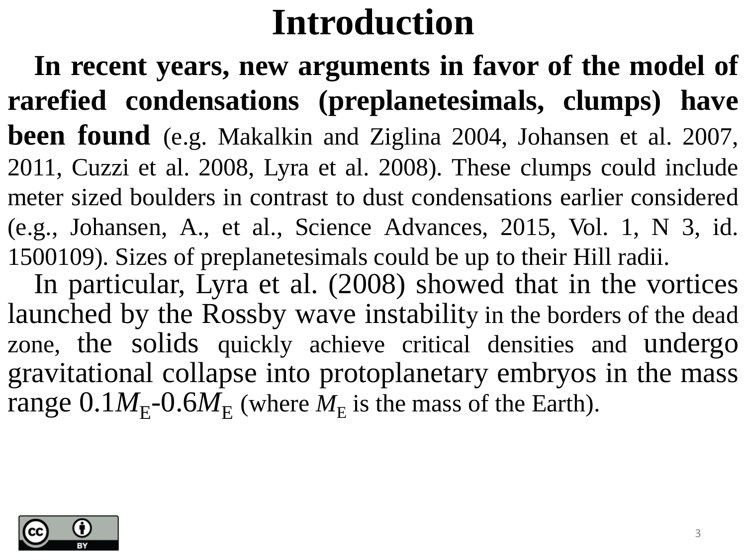# Introduction

**In recent years, new arguments in favor of the model of rarefied condensations (preplanetesimals, clumps) have been found** (e.g. Makalkin and Ziglina 2004, Johansen et al. 2007, 2011, Cuzzi et al. 2008, Lyra et al. 2008). These clumps could include meter sized boulders in contrast to dust condensations earlier considered (e.g., Johansen, A., et al., Science Advances, 2015, Vol. 1, N 3, id. 1500109). Sizes of preplanetesimals could be up to their Hill radii.

In particular, Lyra et al. (2008) showed that in the vortices launched by the Rossby wave instability in the borders of the dead zone, the solids quickly achieve critical densities and undergo gravitational collapse into protoplanetary embryos in the mass range $0.1M_E$-$0.6M_E$ (where $M_E$ is the mass of the Earth).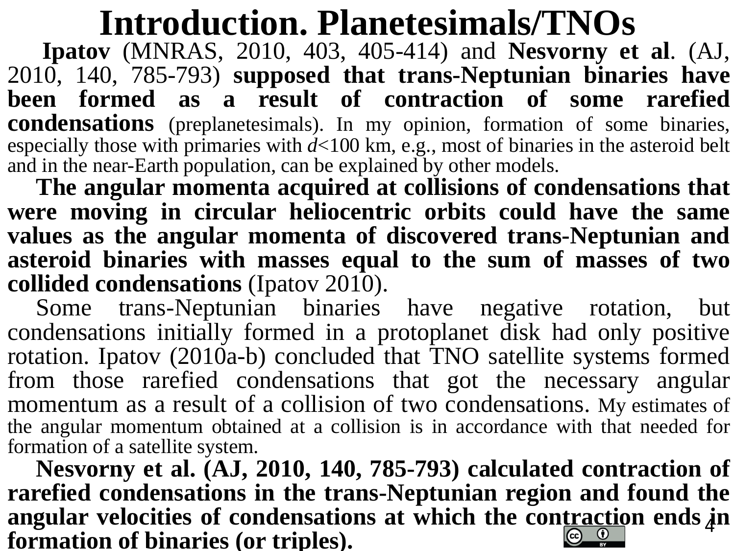# Introduction. Planetesimals/TNOs

**Ipatov** (MNRAS, 2010, 403, 405-414) and **Nesvorny et al**. (AJ, 2010, 140, 785-793) **supposed that trans-Neptunian binaries have been formed as a result of contraction of some rarefied condensations** (preplanetesimals). In my opinion, formation of some binaries, especially those with primaries with $d$<100 km, e.g., most of binaries in the asteroid belt and in the near-Earth population, can be explained by other models.

**The angular momenta acquired at collisions of condensations that were moving in circular heliocentric orbits could have the same values as the angular momenta of discovered trans-Neptunian and asteroid binaries with masses equal to the sum of masses of two collided condensations** (Ipatov 2010).

Some trans-Neptunian binaries have negative rotation, but condensations initially formed in a protoplanet disk had only positive rotation. Ipatov (2010a-b) concluded that TNO satellite systems formed from those rarefied condensations that got the necessary angular momentum as a result of a collision of two condensations. My estimates of the angular momentum obtained at a collision is in accordance with that needed for formation of a satellite system.

**Nesvorny et al. (AJ, 2010, 140, 785-793) calculated contraction of rarefied condensations in the trans-Neptunian region and found the angular velocities of condensations at which the contraction ends in formation of binaries (or triples).**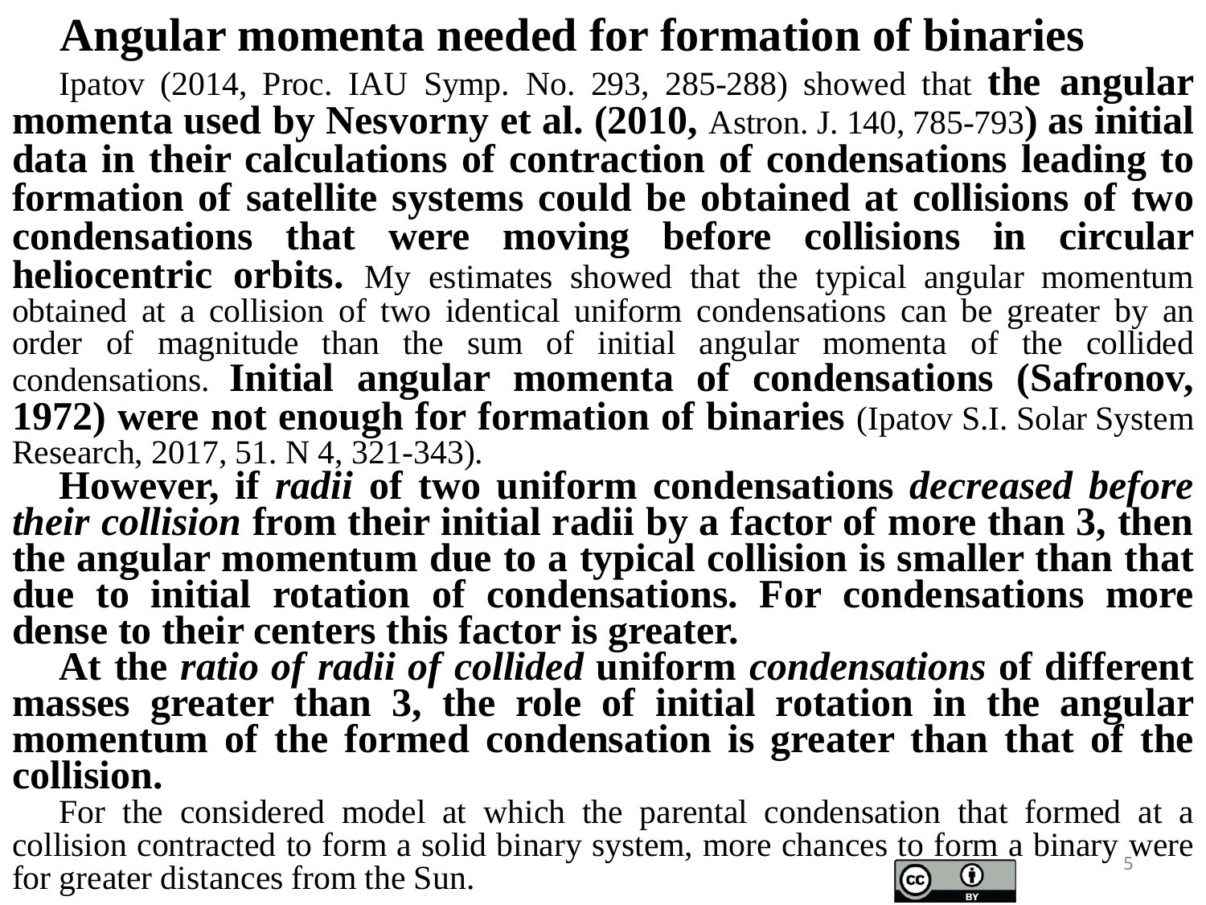# Angular momenta needed for formation of binaries

Ipatov (2014, Proc. IAU Symp. No. 293, 285-288) showed that **the angular momenta used by Nesvorny et al. (2010,** Astron. J. 140, 785-793**) as initial data in their calculations of contraction of condensations leading to formation of satellite systems could be obtained at collisions of two condensations that were moving before collisions in circular heliocentric orbits.** My estimates showed that the typical angular momentum obtained at a collision of two identical uniform condensations can be greater by an order of magnitude than the sum of initial angular momenta of the collided condensations. **Initial angular momenta of condensations (Safronov, 1972) were not enough for formation of binaries** (Ipatov S.I. Solar System Research, 2017, 51. N 4, 321-343).

**However, if *radii* of two uniform condensations *decreased before their collision* from their initial radii by a factor of more than 3, then the angular momentum due to a typical collision is smaller than that due to initial rotation of condensations. For condensations more dense to their centers this factor is greater.**

**At the *ratio of radii of collided* uniform *condensations* of different masses greater than 3, the role of initial rotation in the angular momentum of the formed condensation is greater than that of the collision.**

For the considered model at which the parental condensation that formed at a collision contracted to form a solid binary system, more chances to form a binary were for greater distances from the Sun.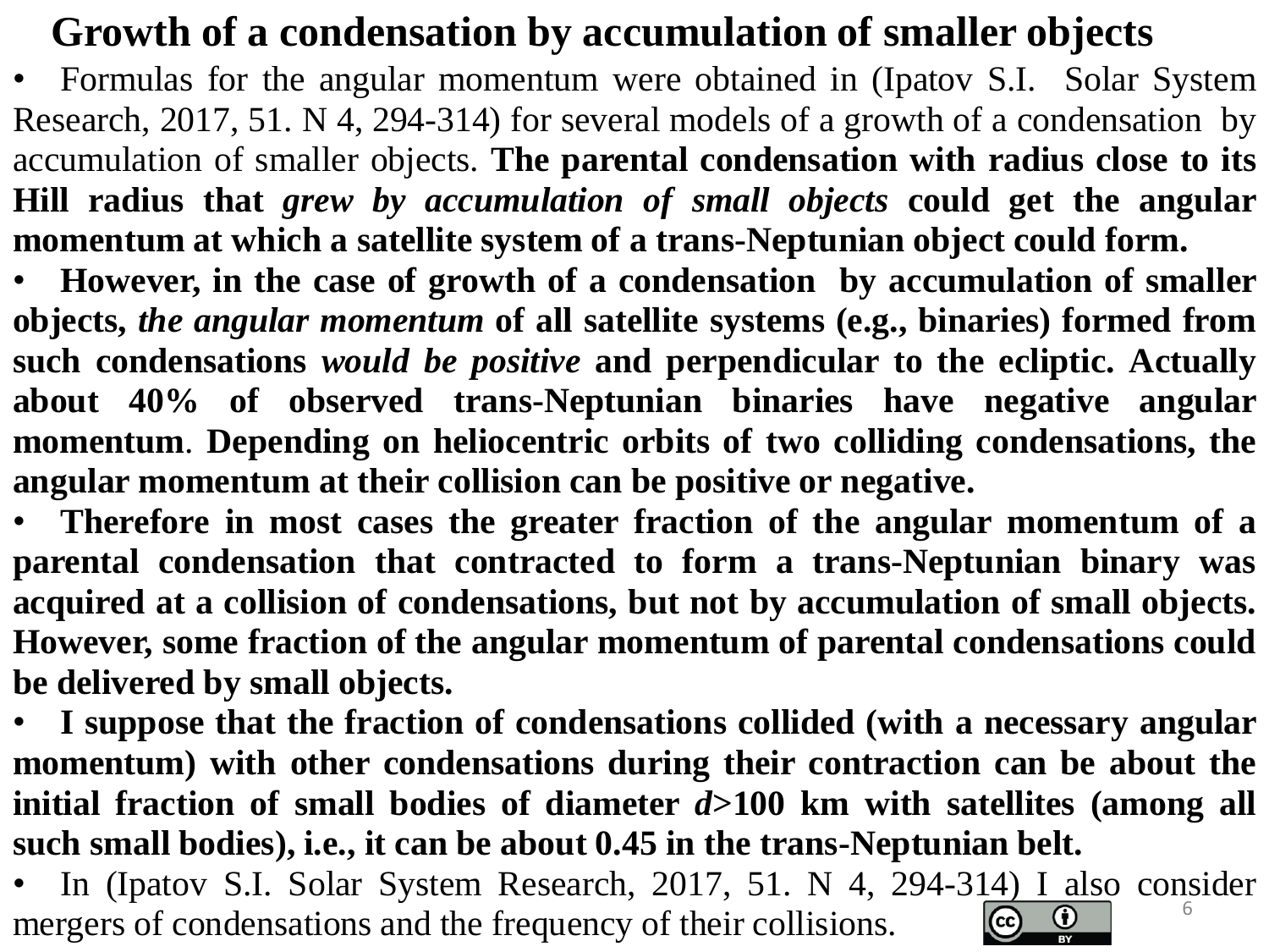# Growth of a condensation by accumulation of smaller objects

- Formulas for the angular momentum were obtained in (Ipatov S.I. Solar System Research, 2017, 51. N 4, 294-314) for several models of a growth of a condensation by accumulation of smaller objects. **The parental condensation with radius close to its Hill radius that *grew by accumulation of small objects* could get the angular momentum at which a satellite system of a trans-Neptunian object could form.**
- **However, in the case of growth of a condensation by accumulation of smaller objects, *the angular momentum* of all satellite systems (e.g., binaries) formed from such condensations *would be positive* and perpendicular to the ecliptic. Actually about 40% of observed trans-Neptunian binaries have negative angular momentum. Depending on heliocentric orbits of two colliding condensations, the angular momentum at their collision can be positive or negative.**
- **Therefore in most cases the greater fraction of the angular momentum of a parental condensation that contracted to form a trans-Neptunian binary was acquired at a collision of condensations, but not by accumulation of small objects. However, some fraction of the angular momentum of parental condensations could be delivered by small objects.**
- **I suppose that the fraction of condensations collided (with a necessary angular momentum) with other condensations during their contraction can be about the initial fraction of small bodies of diameter *d*>100 km with satellites (among all such small bodies), i.e., it can be about 0.45 in the trans-Neptunian belt.**
- In (Ipatov S.I. Solar System Research, 2017, 51. N 4, 294-314) I also consider mergers of condensations and the frequency of their collisions.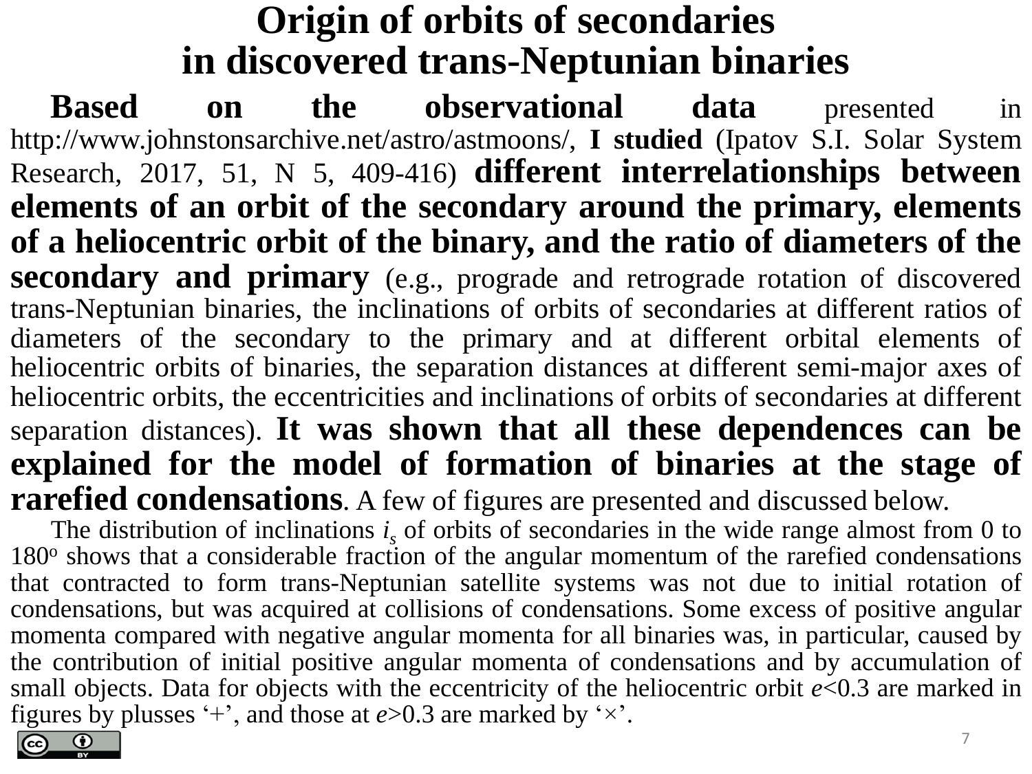# Origin of orbits of secondaries in discovered trans-Neptunian binaries

**Based on the observational data** presented in http://www.johnstonsarchive.net/astro/astmoons/, **I studied** (Ipatov S.I. Solar System Research, 2017, 51, N 5, 409-416) **different interrelationships between elements of an orbit of the secondary around the primary, elements of a heliocentric orbit of the binary, and the ratio of diameters of the secondary and primary** (e.g., prograde and retrograde rotation of discovered trans-Neptunian binaries, the inclinations of orbits of secondaries at different ratios of diameters of the secondary to the primary and at different orbital elements of heliocentric orbits of binaries, the separation distances at different semi-major axes of heliocentric orbits, the eccentricities and inclinations of orbits of secondaries at different separation distances). **It was shown that all these dependences can be explained for the model of formation of binaries at the stage of rarefied condensations**. A few of figures are presented and discussed below.

The distribution of inclinations $i_s$ of orbits of secondaries in the wide range almost from 0 to 180$^o$ shows that a considerable fraction of the angular momentum of the rarefied condensations that contracted to form trans-Neptunian satellite systems was not due to initial rotation of condensations, but was acquired at collisions of condensations. Some excess of positive angular momenta compared with negative angular momenta for all binaries was, in particular, caused by the contribution of initial positive angular momenta of condensations and by accumulation of small objects. Data for objects with the eccentricity of the heliocentric orbit $e<0.3$ are marked in figures by plusses '+', and those at $e>0.3$ are marked by '×'.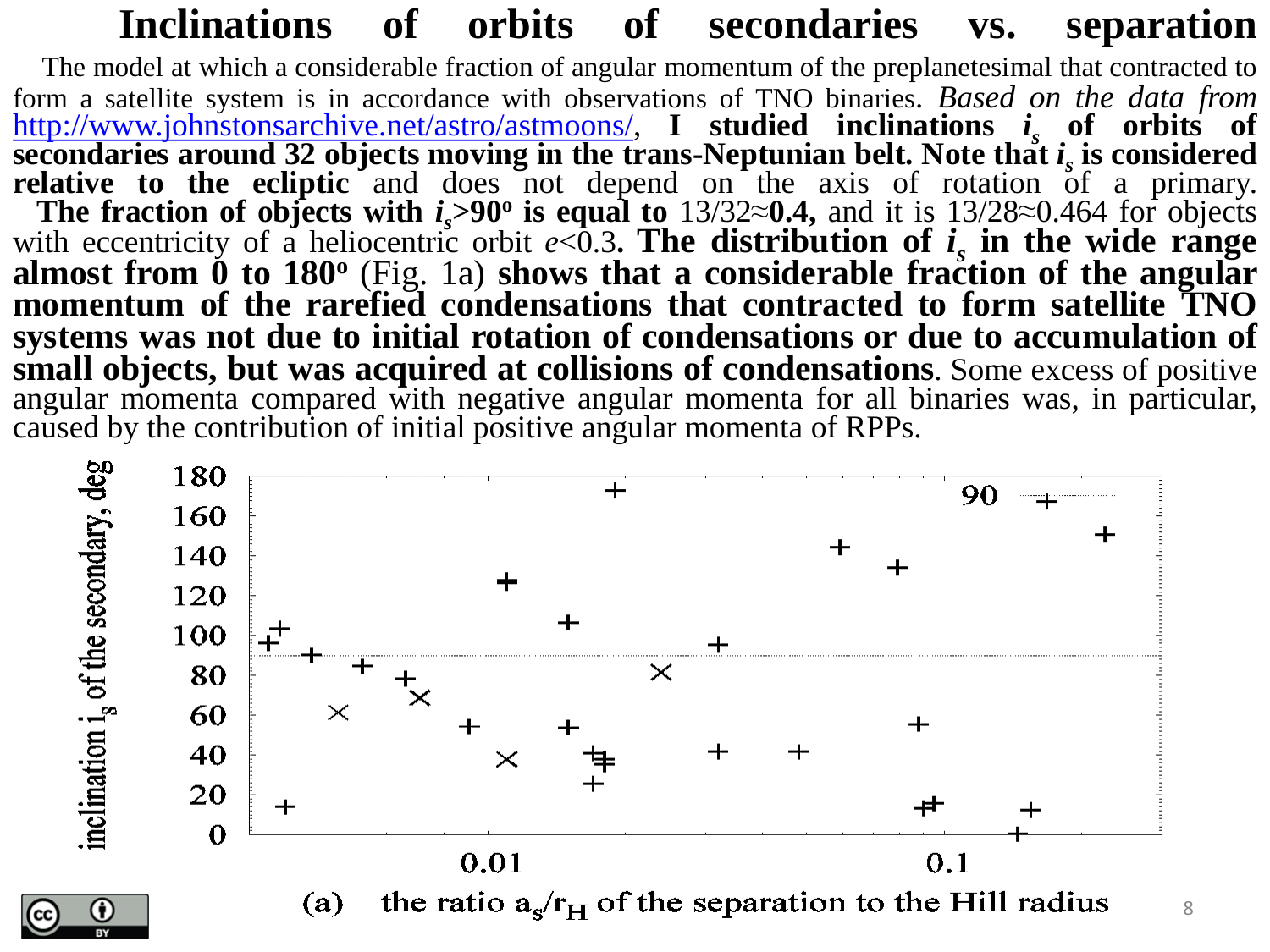# Inclinations of orbits of secondaries vs. separation

The model at which a considerable fraction of angular momentum of the preplanetesimal that contracted to form a satellite system is in accordance with observations of TNO binaries. *Based on the data from* http://www.johnstonsarchive.net/astro/astmoons/, **I studied inclinations $i_s$ of orbits of secondaries around 32 objects moving in the trans-Neptunian belt. Note that $i_s$ is considered relative to the ecliptic** and does not depend on the axis of rotation of a primary.

**The fraction of objects with $i_s$>90º is equal to** 13/32≈**0.4,** and it is 13/28≈0.464 for objects with eccentricity of a heliocentric orbit $e$<0.3**. The distribution of $i_s$ in the wide range almost from 0 to 180º** (Fig. 1a) **shows that a considerable fraction of the angular momentum of the rarefied condensations that contracted to form satellite TNO systems was not due to initial rotation of condensations or due to accumulation of small objects, but was acquired at collisions of condensations**. Some excess of positive angular momenta compared with negative angular momenta for all binaries was, in particular, caused by the contribution of initial positive angular momenta of RPPs.

(a) the ratio $a_s/r_H$ of the separation to the Hill radius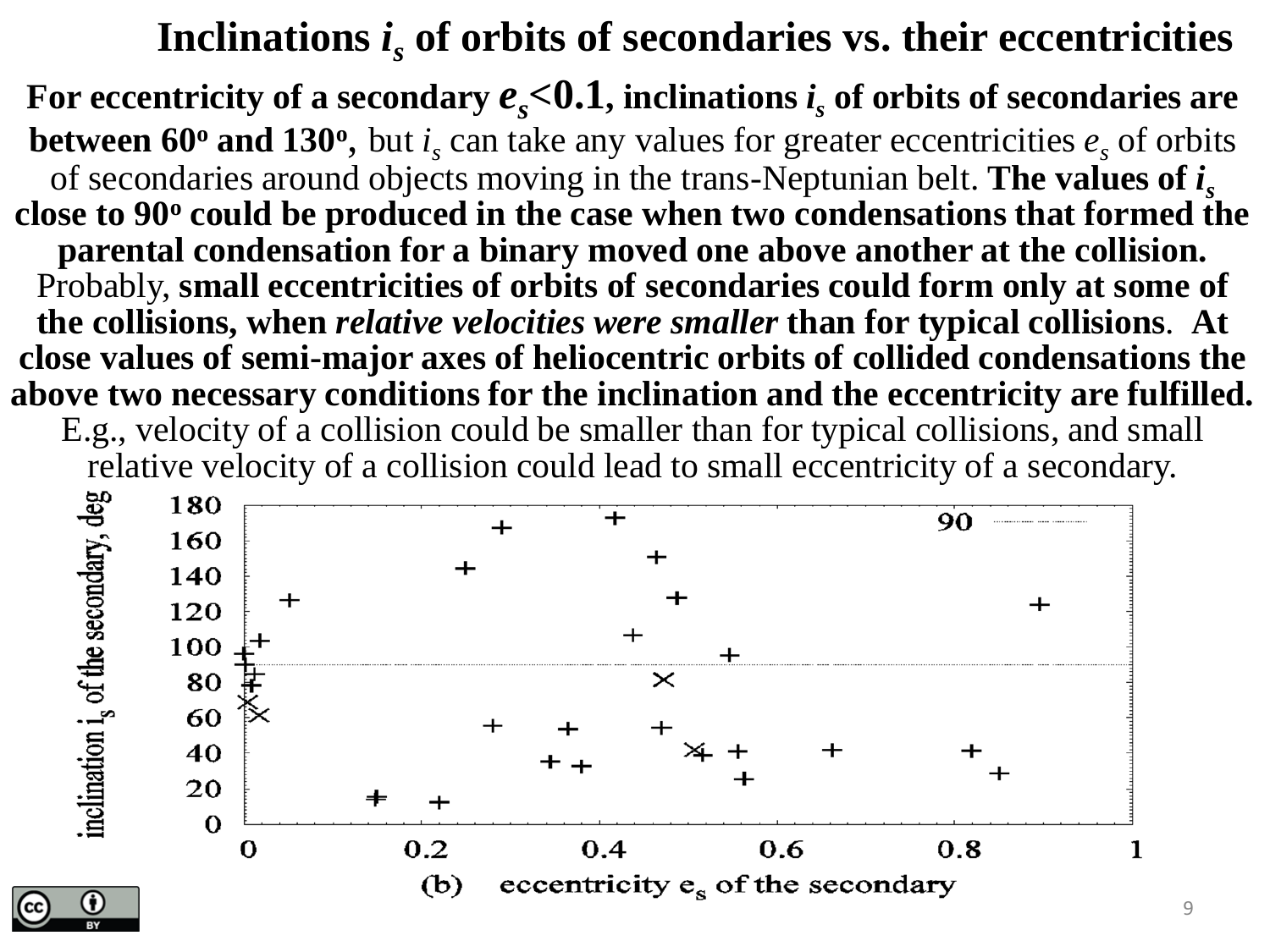# Inclinations $i_s$ of orbits of secondaries vs. their eccentricities

**For eccentricity of a secondary $e_s$<0.1, inclinations $i_s$ of orbits of secondaries are between 60° and 130°,** but $i_s$ can take any values for greater eccentricities $e_s$ of orbits of secondaries around objects moving in the trans-Neptunian belt. **The values of $i_s$ close to 90° could be produced in the case when two condensations that formed the parental condensation for a binary moved one above another at the collision.** Probably, **small eccentricities of orbits of secondaries could form only at some of the collisions, when *relative velocities were smaller* than for typical collisions**. **At close values of semi-major axes of heliocentric orbits of collided condensations the above two necessary conditions for the inclination and the eccentricity are fulfilled.** E.g., velocity of a collision could be smaller than for typical collisions, and small relative velocity of a collision could lead to small eccentricity of a secondary.

(b) eccentricity $e_s$ of the secondary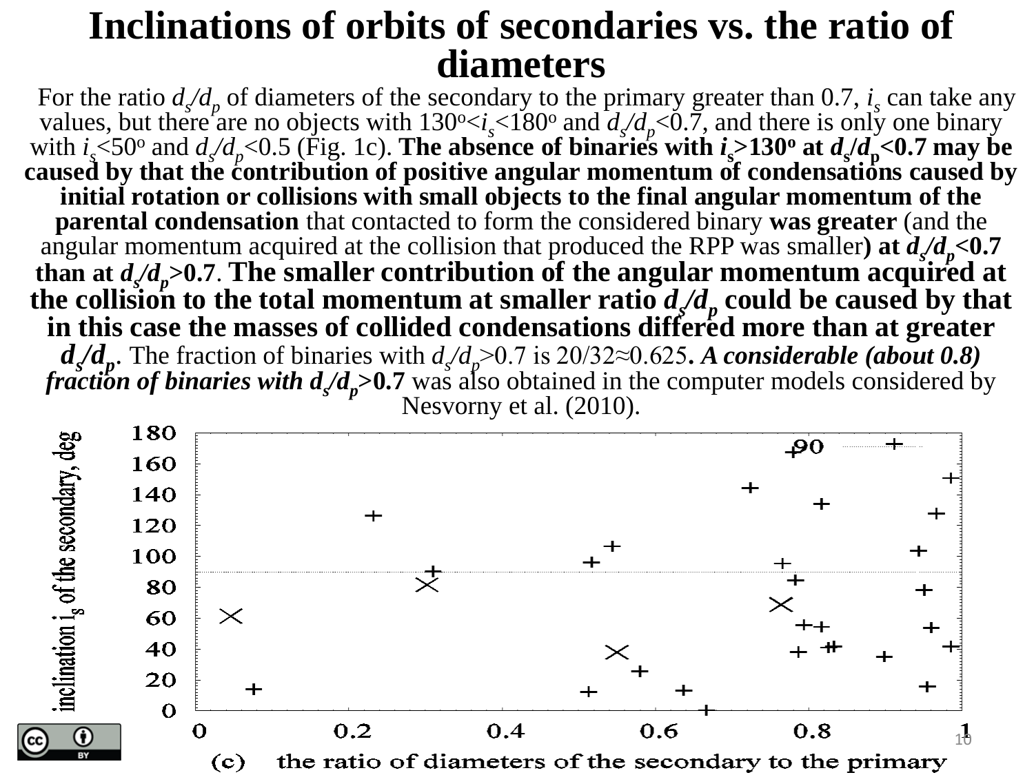# Inclinations of orbits of secondaries vs. the ratio of diameters

For the ratio $d_s/d_p$ of diameters of the secondary to the primary greater than 0.7, $i_s$ can take any values, but there are no objects with $130^o<i_s<180^o$ and $d_s/d_p<0.7$, and there is only one binary with $i_s<50^o$ and $d_s/d_p<0.5$ (Fig. 1c). **The absence of binaries with $i_s>130^o$ at $d_s/d_p<0.7$ may be caused by that the contribution of positive angular momentum of condensations caused by initial rotation or collisions with small objects to the final angular momentum of the parental condensation** that contacted to form the considered binary **was greater** (and the angular momentum acquired at the collision that produced the RPP was smaller**) at $d_s/d_p<0.7$ than at $d_s/d_p>0.7$**. **The smaller contribution of the angular momentum acquired at the collision to the total momentum at smaller ratio $d_s/d_p$ could be caused by that in this case the masses of collided condensations differed more than at greater $d_s/d_p$**. The fraction of binaries with $d_s/d_p>0.7$ is 20/32≈0.625**. *A considerable (about 0.8) fraction of binaries with $d_s/d_p$*>0.7** was also obtained in the computer models considered by Nesvorny et al. (2010).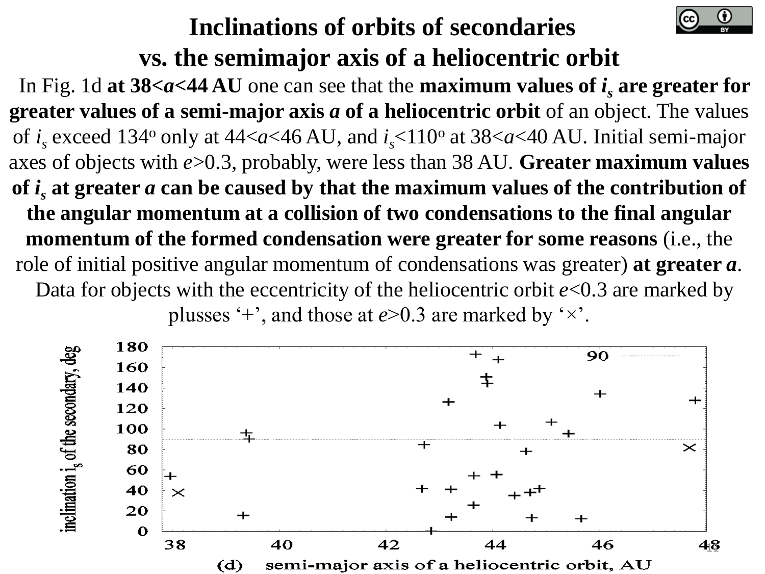# Inclinations of orbits of secondaries vs. the semimajor axis of a heliocentric orbit

In Fig. 1d **at 38<*a*<44 AU** one can see that the **maximum values of $i_s$ are greater for greater values of a semi-major axis *a* of a heliocentric orbit** of an object. The values of $i_s$ exceed 134° only at 44<*a*<46 AU, and $i_s$<110° at 38<*a*<40 AU. Initial semi-major axes of objects with *e*>0.3, probably, were less than 38 AU. **Greater maximum values of $i_s$ at greater *a* can be caused by that the maximum values of the contribution of the angular momentum at a collision of two condensations to the final angular momentum of the formed condensation were greater for some reasons** (i.e., the role of initial positive angular momentum of condensations was greater) **at greater *a***.

Data for objects with the eccentricity of the heliocentric orbit *e*<0.3 are marked by plusses '+', and those at *e*>0.3 are marked by '×'.

(d) semi-major axis of a heliocentric orbit, AU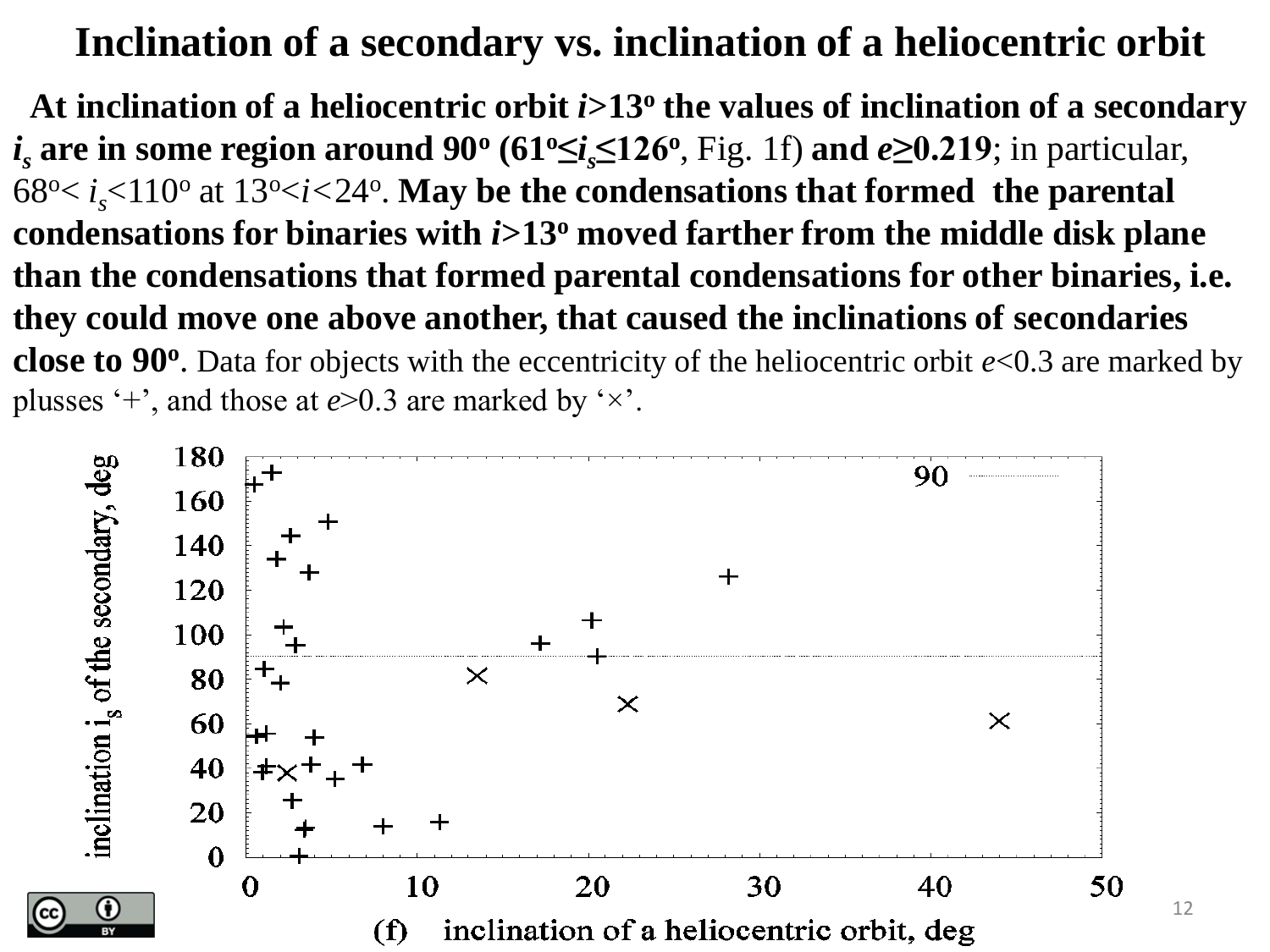# Inclination of a secondary vs. inclination of a heliocentric orbit

**At inclination of a heliocentric orbit $i$>13º the values of inclination of a secondary $i_s$ are in some region around 90º (61º≤$i_s$≤126º**, Fig. 1f) **and $e$≥0.219**; in particular, 68º< $i_s$<110º at 13º<$i$<24º. **May be the condensations that formed the parental condensations for binaries with $i$>13º moved farther from the middle disk plane than the condensations that formed parental condensations for other binaries, i.e. they could move one above another, that caused the inclinations of secondaries close to 90º**. Data for objects with the eccentricity of the heliocentric orbit $e$<0.3 are marked by plusses '+', and those at $e$>0.3 are marked by '×'.

(f) inclination of a heliocentric orbit, deg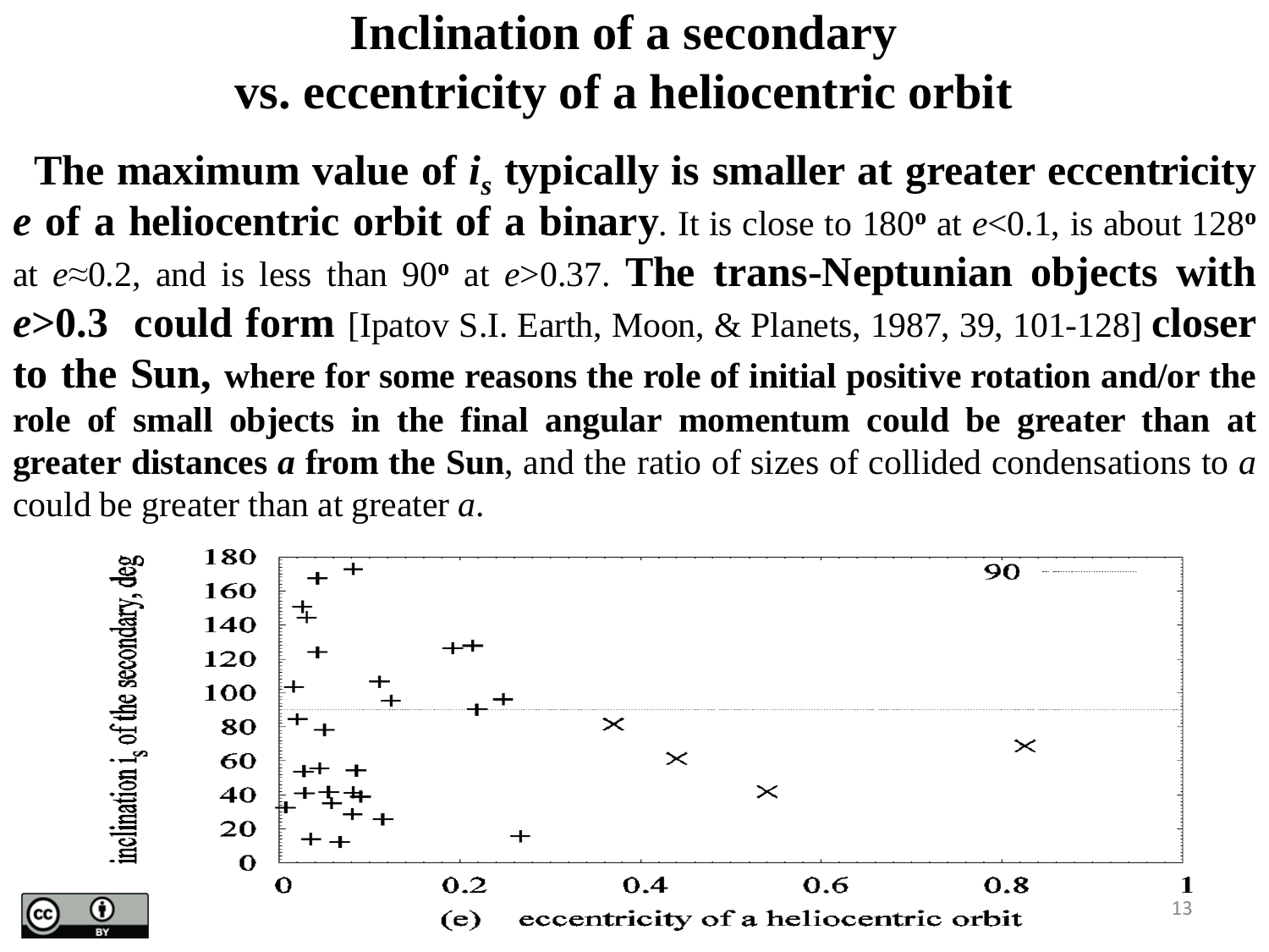# Inclination of a secondary vs. eccentricity of a heliocentric orbit

**The maximum value of $i_s$ typically is smaller at greater eccentricity *e* of a heliocentric orbit of a binary**. It is close to 180º at $e$<0.1, is about 128º at $e$≈0.2, and is less than 90º at $e$>0.37. **The trans-Neptunian objects with *e*>0.3 could form** [Ipatov S.I. Earth, Moon, & Planets, 1987, 39, 101-128] **closer to the Sun, where for some reasons the role of initial positive rotation and/or the role of small objects in the final angular momentum could be greater than at greater distances *a* from the Sun**, and the ratio of sizes of collided condensations to $a$ could be greater than at greater $a$.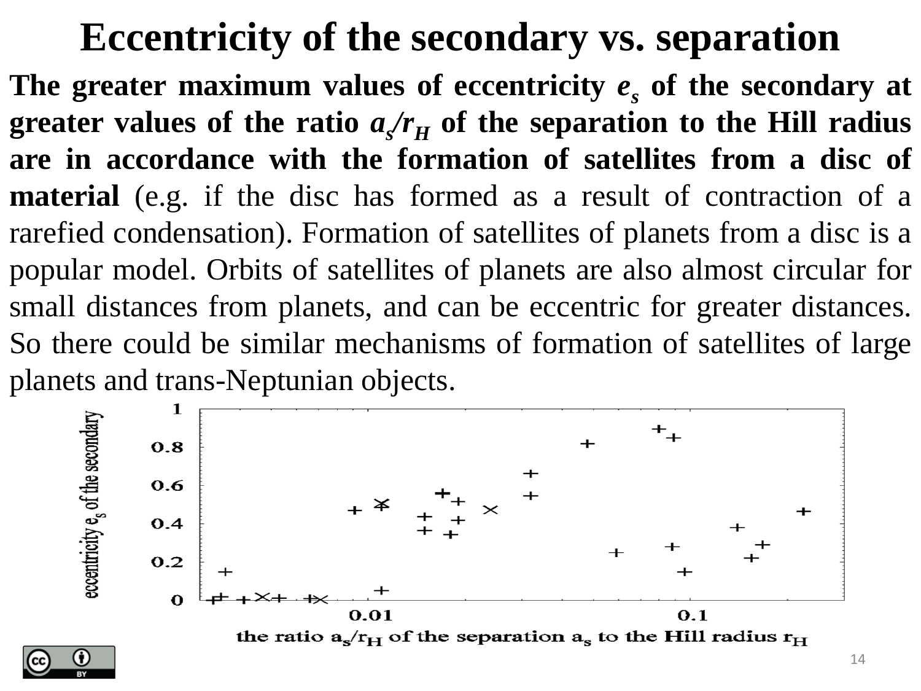# Eccentricity of the secondary vs. separation

**The greater maximum values of eccentricity $e_s$ of the secondary at greater values of the ratio $a_s/r_H$ of the separation to the Hill radius are in accordance with the formation of satellites from a disc of material** (e.g. if the disc has formed as a result of contraction of a rarefied condensation). Formation of satellites of planets from a disc is a popular model. Orbits of satellites of planets are also almost circular for small distances from planets, and can be eccentric for greater distances. So there could be similar mechanisms of formation of satellites of large planets and trans-Neptunian objects.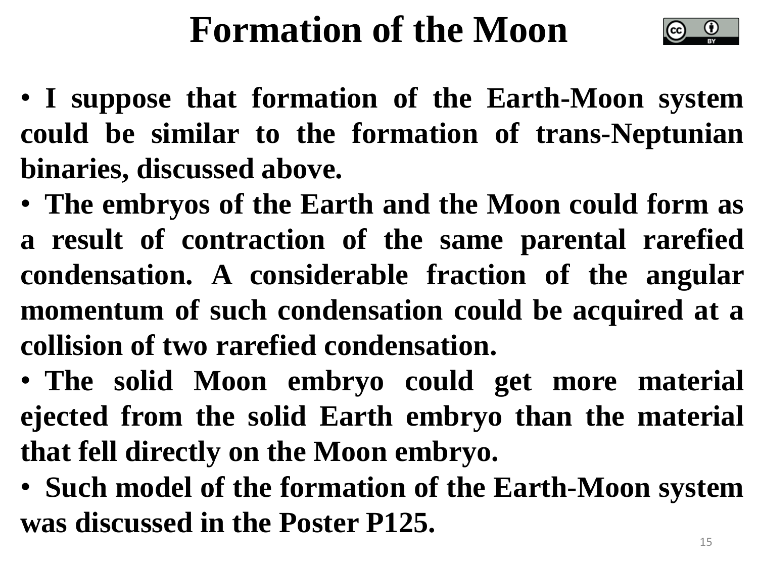# Formation of the Moon

- I suppose that formation of the Earth-Moon system could be similar to the formation of trans-Neptunian binaries, discussed above.
- The embryos of the Earth and the Moon could form as a result of contraction of the same parental rarefied condensation. A considerable fraction of the angular momentum of such condensation could be acquired at a collision of two rarefied condensation.
- The solid Moon embryo could get more material ejected from the solid Earth embryo than the material that fell directly on the Moon embryo.
- Such model of the formation of the Earth-Moon system was discussed in the Poster P125.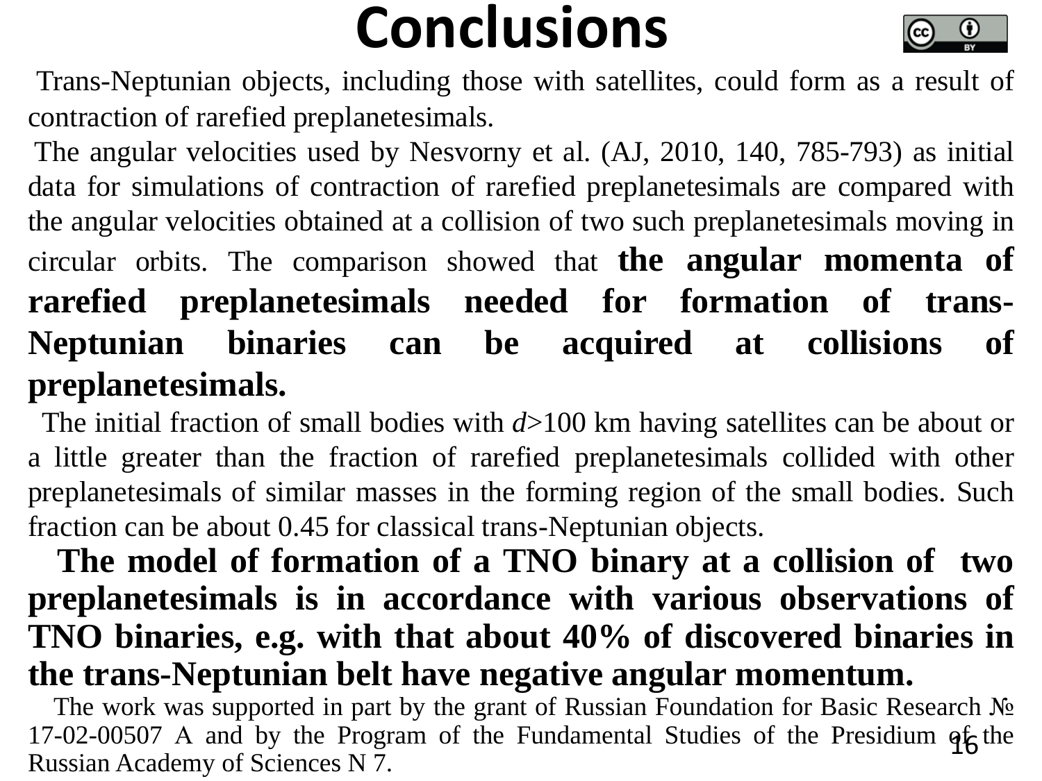# Conclusions

Trans-Neptunian objects, including those with satellites, could form as a result of contraction of rarefied preplanetesimals.

The angular velocities used by Nesvorny et al. (AJ, 2010, 140, 785-793) as initial data for simulations of contraction of rarefied preplanetesimals are compared with the angular velocities obtained at a collision of two such preplanetesimals moving in circular orbits. The comparison showed that **the angular momenta of rarefied preplanetesimals needed for formation of trans-Neptunian binaries can be acquired at collisions of preplanetesimals.**

The initial fraction of small bodies with $d$>100 km having satellites can be about or a little greater than the fraction of rarefied preplanetesimals collided with other preplanetesimals of similar masses in the forming region of the small bodies. Such fraction can be about 0.45 for classical trans-Neptunian objects.

**The model of formation of a TNO binary at a collision of two preplanetesimals is in accordance with various observations of TNO binaries, e.g. with that about 40% of discovered binaries in the trans-Neptunian belt have negative angular momentum.**

The work was supported in part by the grant of Russian Foundation for Basic Research № 17-02-00507 A and by the Program of the Fundamental Studies of the Presidium of the Russian Academy of Sciences N 7.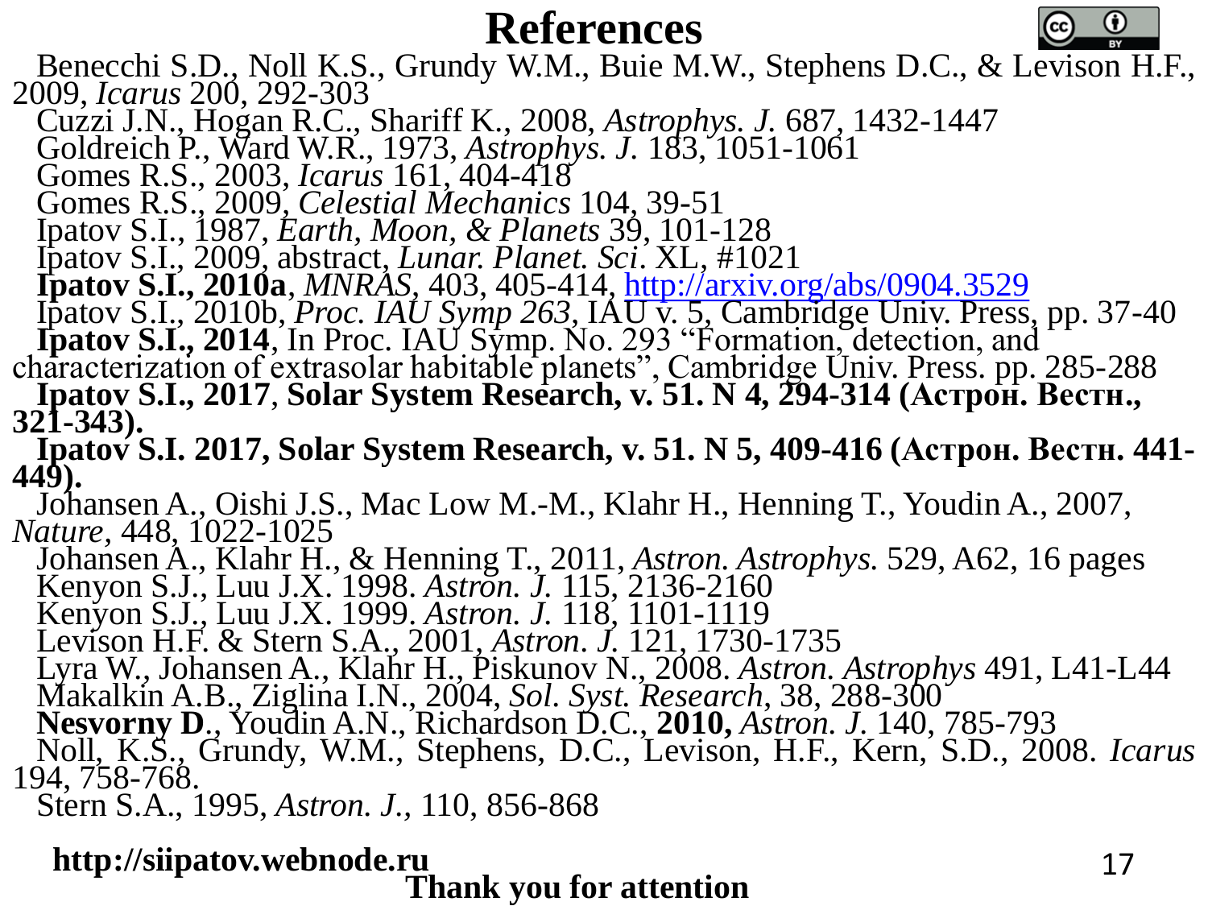# References

Benecchi S.D., Noll K.S., Grundy W.M., Buie M.W., Stephens D.C., & Levison H.F., 2009, *Icarus* 200, 292-303

Cuzzi J.N., Hogan R.C., Shariff K., 2008, *Astrophys. J.* 687, 1432-1447

Goldreich P., Ward W.R., 1973, *Astrophys. J.* 183, 1051-1061

Gomes R.S., 2003, *Icarus* 161, 404-418

Gomes R.S., 2009, *Celestial Mechanics* 104, 39-51

Ipatov S.I., 1987, *Earth, Moon, & Planets* 39, 101-128

Ipatov S.I., 2009, abstract, *Lunar. Planet. Sci*. XL, #1021

**Ipatov S.I., 2010a**, *MNRAS*, 403, 405-414, http://arxiv.org/abs/0904.3529

Ipatov S.I., 2010b, *Proc. IAU Symp 263*, IAU v. 5, Cambridge Univ. Press, pp. 37-40

**Ipatov S.I., 2014**, In Proc. IAU Symp. No. 293 "Formation, detection, and characterization of extrasolar habitable planets", Cambridge Univ. Press. pp. 285-288

**Ipatov S.I., 2017**, **Solar System Research, v. 51. N 4, 294-314 (Астрон. Вестн., 321-343).**

**Ipatov S.I. 2017, Solar System Research, v. 51. N 5, 409-416 (Астрон. Вестн. 441-449).**

Johansen A., Oishi J.S., Mac Low M.-M., Klahr H., Henning T., Youdin A., 2007, *Nature*, 448, 1022-1025

Johansen A., Klahr H., & Henning T., 2011, *Astron. Astrophys.* 529, A62, 16 pages

Kenyon S.J., Luu J.X. 1998. *Astron. J.* 115, 2136-2160

Kenyon S.J., Luu J.X. 1999. *Astron. J.* 118, 1101-1119

Levison H.F. & Stern S.A., 2001, *Astron. J.* 121, 1730-1735

Lyra W., Johansen A., Klahr H., Piskunov N., 2008. *Astron. Astrophys* 491, L41-L44

Makalkin A.B., Ziglina I.N., 2004, *Sol. Syst. Research*, 38, 288-300

**Nesvorny D**., Youdin A.N., Richardson D.C., **2010,** *Astron. J.* 140, 785-793

Noll, K.S., Grundy, W.M., Stephens, D.C., Levison, H.F., Kern, S.D., 2008. *Icarus* 194, 758-768.

Stern S.A., 1995, *Astron. J.*, 110, 856-868

**http://siipatov.webnode.ru**

**Thank you for attention**